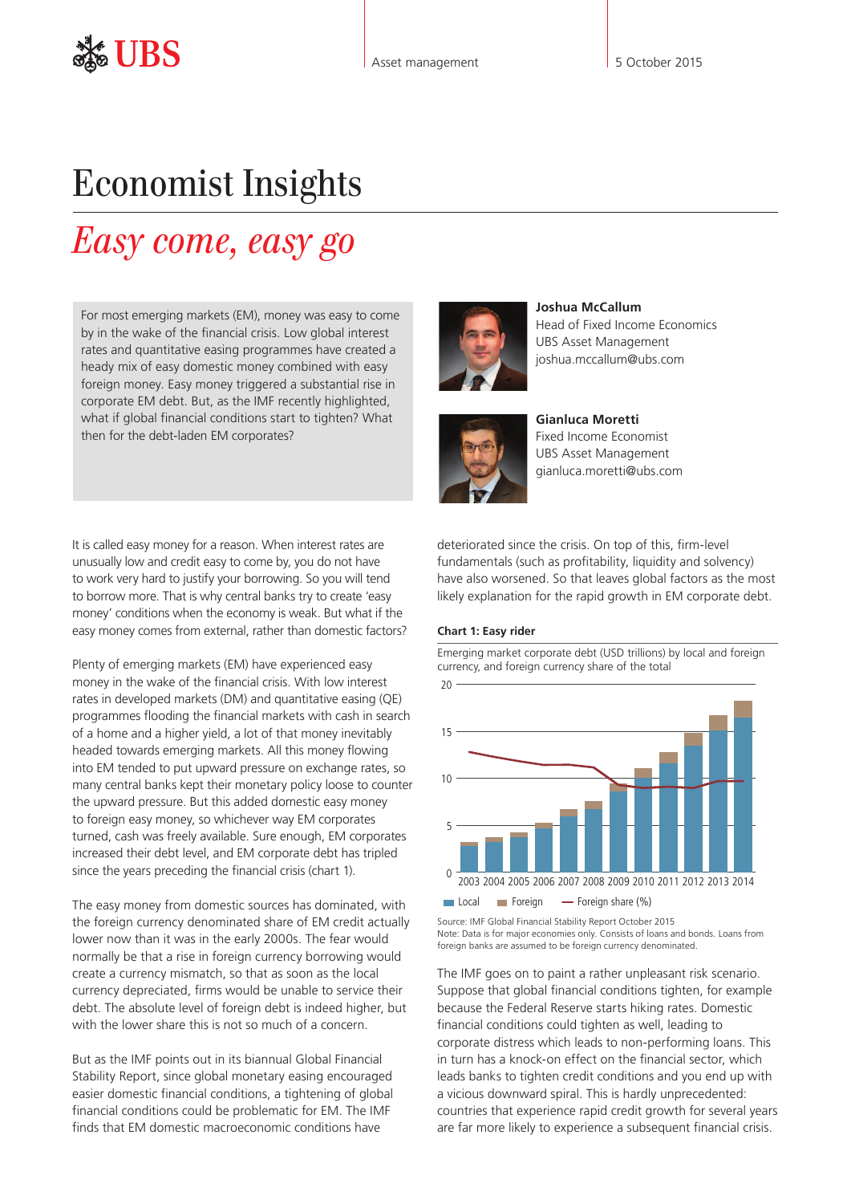# Economist Insights

## *Easy come, easy go*

For most emerging markets (EM), money was easy to come by in the wake of the financial crisis. Low global interest rates and quantitative easing programmes have created a heady mix of easy domestic money combined with easy foreign money. Easy money triggered a substantial rise in corporate EM debt. But, as the IMF recently highlighted, what if global financial conditions start to tighten? What then for the debt-laden EM corporates?

**Joshua McCallum**
Head of Fixed Income Economics
UBS Asset Management
joshua.mccallum@ubs.com

**Gianluca Moretti**
Fixed Income Economist
UBS Asset Management
gianluca.moretti@ubs.com

It is called easy money for a reason. When interest rates are unusually low and credit easy to come by, you do not have to work very hard to justify your borrowing. So you will tend to borrow more. That is why central banks try to create 'easy money' conditions when the economy is weak. But what if the easy money comes from external, rather than domestic factors?

Plenty of emerging markets (EM) have experienced easy money in the wake of the financial crisis. With low interest rates in developed markets (DM) and quantitative easing (QE) programmes flooding the financial markets with cash in search of a home and a higher yield, a lot of that money inevitably headed towards emerging markets. All this money flowing into EM tended to put upward pressure on exchange rates, so many central banks kept their monetary policy loose to counter the upward pressure. But this added domestic easy money to foreign easy money, so whichever way EM corporates turned, cash was freely available. Sure enough, EM corporates increased their debt level, and EM corporate debt has tripled since the years preceding the financial crisis (chart 1).

The easy money from domestic sources has dominated, with the foreign currency denominated share of EM credit actually lower now than it was in the early 2000s. The fear would normally be that a rise in foreign currency borrowing would create a currency mismatch, so that as soon as the local currency depreciated, firms would be unable to service their debt. The absolute level of foreign debt is indeed higher, but with the lower share this is not so much of a concern.

But as the IMF points out in its biannual Global Financial Stability Report, since global monetary easing encouraged easier domestic financial conditions, a tightening of global financial conditions could be problematic for EM. The IMF finds that EM domestic macroeconomic conditions have deteriorated since the crisis. On top of this, firm-level fundamentals (such as profitability, liquidity and solvency) have also worsened. So that leaves global factors as the most likely explanation for the rapid growth in EM corporate debt.

**Chart 1: Easy rider**

Emerging market corporate debt (USD trillions) by local and foreign currency, and foreign currency share of the total

Legend: Local, Foreign, Foreign share (%)

Source: IMF Global Financial Stability Report October 2015
Note: Data is for major economies only. Consists of loans and bonds. Loans from foreign banks are assumed to be foreign currency denominated.

The IMF goes on to paint a rather unpleasant risk scenario. Suppose that global financial conditions tighten, for example because the Federal Reserve starts hiking rates. Domestic financial conditions could tighten as well, leading to corporate distress which leads to non-performing loans. This in turn has a knock-on effect on the financial sector, which leads banks to tighten credit conditions and you end up with a vicious downward spiral. This is hardly unprecedented: countries that experience rapid credit growth for several years are far more likely to experience a subsequent financial crisis.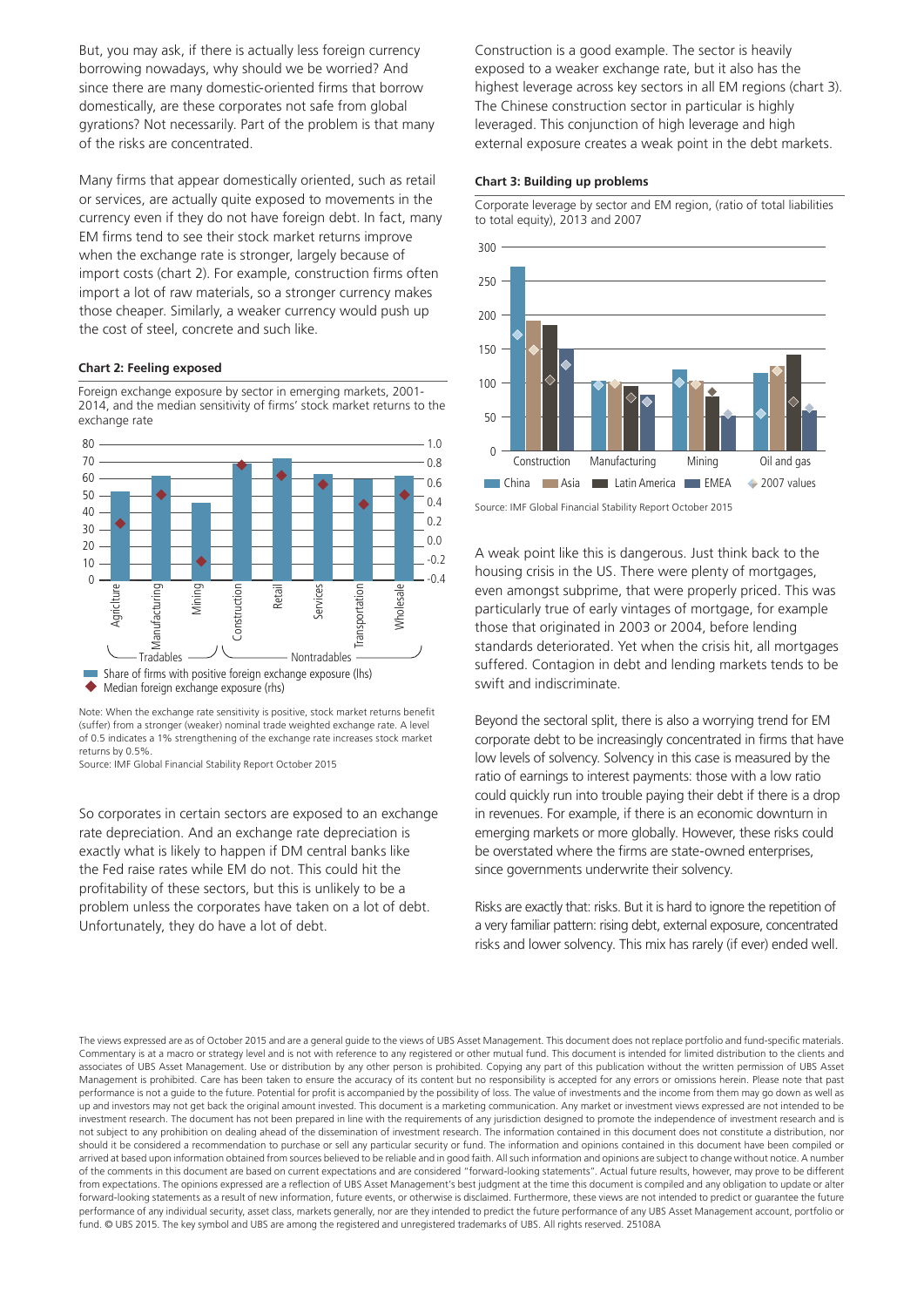But, you may ask, if there is actually less foreign currency borrowing nowadays, why should we be worried? And since there are many domestic-oriented firms that borrow domestically, are these corporates not safe from global gyrations? Not necessarily. Part of the problem is that many of the risks are concentrated.

Many firms that appear domestically oriented, such as retail or services, are actually quite exposed to movements in the currency even if they do not have foreign debt. In fact, many EM firms tend to see their stock market returns improve when the exchange rate is stronger, largely because of import costs (chart 2). For example, construction firms often import a lot of raw materials, so a stronger currency makes those cheaper. Similarly, a weaker currency would push up the cost of steel, concrete and such like.

**Chart 2: Feeling exposed**

Foreign exchange exposure by sector in emerging markets, 2001-2014, and the median sensitivity of firms' stock market returns to the exchange rate

80
70
60
50
40
30
20
10
0

1.0
0.8
0.6
0.4
0.2
0.0
-0.2
-0.4

Agriculture
Manufacturing
Mining
Construction
Retail
Services
Transportation
Wholesale

Tradables
Nontradables

Share of firms with positive foreign exchange exposure (lhs)
Median foreign exchange exposure (rhs)

Note: When the exchange rate sensitivity is positive, stock market returns benefit (suffer) from a stronger (weaker) nominal trade weighted exchange rate. A level of 0.5 indicates a 1% strengthening of the exchange rate increases stock market returns by 0.5%.
Source: IMF Global Financial Stability Report October 2015

So corporates in certain sectors are exposed to an exchange rate depreciation. And an exchange rate depreciation is exactly what is likely to happen if DM central banks like the Fed raise rates while EM do not. This could hit the profitability of these sectors, but this is unlikely to be a problem unless the corporates have taken on a lot of debt. Unfortunately, they do have a lot of debt.

Construction is a good example. The sector is heavily exposed to a weaker exchange rate, but it also has the highest leverage across key sectors in all EM regions (chart 3). The Chinese construction sector in particular is highly leveraged. This conjunction of high leverage and high external exposure creates a weak point in the debt markets.

**Chart 3: Building up problems**

Corporate leverage by sector and EM region, (ratio of total liabilities to total equity), 2013 and 2007

300
250
200
150
100
50
0

Construction
Manufacturing
Mining
Oil and gas

China
Asia
Latin America
EMEA
2007 values

Source: IMF Global Financial Stability Report October 2015

A weak point like this is dangerous. Just think back to the housing crisis in the US. There were plenty of mortgages, even amongst subprime, that were properly priced. This was particularly true of early vintages of mortgage, for example those that originated in 2003 or 2004, before lending standards deteriorated. Yet when the crisis hit, all mortgages suffered. Contagion in debt and lending markets tends to be swift and indiscriminate.

Beyond the sectoral split, there is also a worrying trend for EM corporate debt to be increasingly concentrated in firms that have low levels of solvency. Solvency in this case is measured by the ratio of earnings to interest payments: those with a low ratio could quickly run into trouble paying their debt if there is a drop in revenues. For example, if there is an economic downturn in emerging markets or more globally. However, these risks could be overstated where the firms are state-owned enterprises, since governments underwrite their solvency.

Risks are exactly that: risks. But it is hard to ignore the repetition of a very familiar pattern: rising debt, external exposure, concentrated risks and lower solvency. This mix has rarely (if ever) ended well.

The views expressed are as of October 2015 and are a general guide to the views of UBS Asset Management. This document does not replace portfolio and fund-specific materials. Commentary is at a macro or strategy level and is not with reference to any registered or other mutual fund. This document is intended for limited distribution to the clients and associates of UBS Asset Management. Use or distribution by any other person is prohibited. Copying any part of this publication without the written permission of UBS Asset Management is prohibited. Care has been taken to ensure the accuracy of its content but no responsibility is accepted for any errors or omissions herein. Please note that past performance is not a guide to the future. Potential for profit is accompanied by the possibility of loss. The value of investments and the income from them may go down as well as up and investors may not get back the original amount invested. This document is a marketing communication. Any market or investment views expressed are not intended to be investment research. The document has not been prepared in line with the requirements of any jurisdiction designed to promote the independence of investment research and is not subject to any prohibition on dealing ahead of the dissemination of investment research. The information contained in this document does not constitute a distribution, nor should it be considered a recommendation to purchase or sell any particular security or fund. The information and opinions contained in this document have been compiled or arrived at based upon information obtained from sources believed to be reliable and in good faith. All such information and opinions are subject to change without notice. A number of the comments in this document are based on current expectations and are considered "forward-looking statements". Actual future results, however, may prove to be different from expectations. The opinions expressed are a reflection of UBS Asset Management's best judgment at the time this document is compiled and any obligation to update or alter forward-looking statements as a result of new information, future events, or otherwise is disclaimed. Furthermore, these views are not intended to predict or guarantee the future performance of any individual security, asset class, markets generally, nor are they intended to predict the future performance of any UBS Asset Management account, portfolio or fund. © UBS 2015. The key symbol and UBS are among the registered and unregistered trademarks of UBS. All rights reserved. 25108A